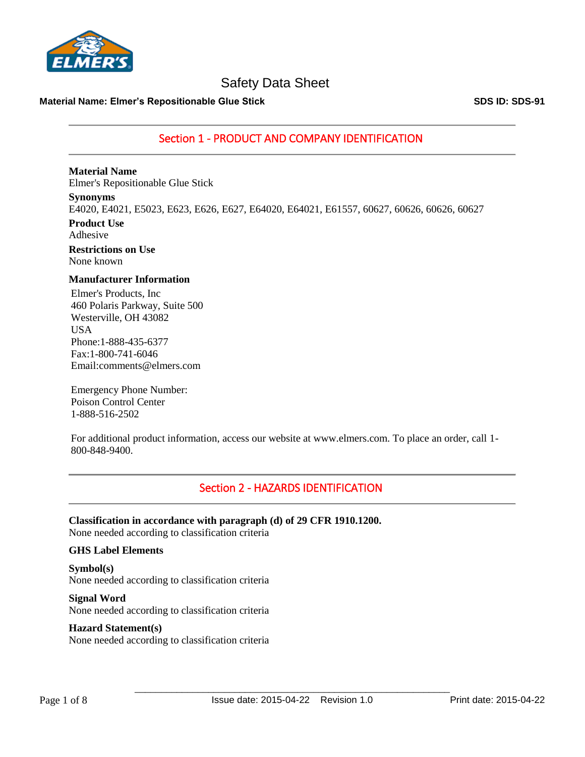# Safety Data Sheet

**Material Name: Elmer's Repositionable Glue Stick** **SDS ID: SDS-91**

## Section 1 - PRODUCT AND COMPANY IDENTIFICATION

**Material Name**
Elmer's Repositionable Glue Stick

**Synonyms**
E4020, E4021, E5023, E623, E626, E627, E64020, E64021, E61557, 60627, 60626, 60626, 60627

**Product Use**
Adhesive

**Restrictions on Use**
None known

**Manufacturer Information**

Elmer's Products, Inc
460 Polaris Parkway, Suite 500
Westerville, OH 43082
USA
Phone:1-888-435-6377
Fax:1-800-741-6046
Email:comments@elmers.com

Emergency Phone Number:
Poison Control Center
1-888-516-2502

For additional product information, access our website at www.elmers.com. To place an order, call 1-800-848-9400.

## Section 2 - HAZARDS IDENTIFICATION

**Classification in accordance with paragraph (d) of 29 CFR 1910.1200.**
None needed according to classification criteria

**GHS Label Elements**

**Symbol(s)**
None needed according to classification criteria

**Signal Word**
None needed according to classification criteria

**Hazard Statement(s)**
None needed according to classification criteria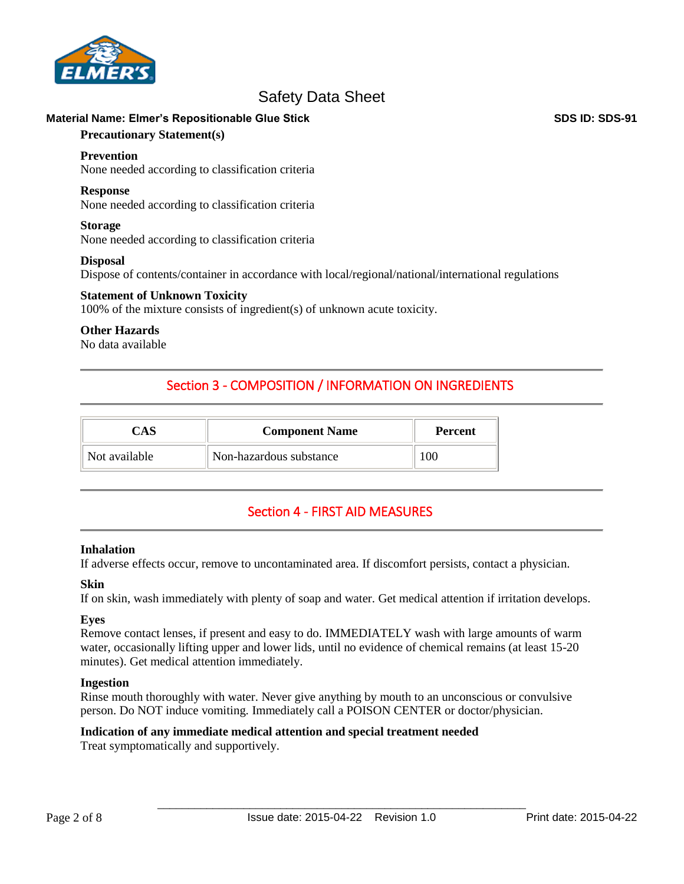### Precautionary Statement(s)

**Prevention**
None needed according to classification criteria

**Response**
None needed according to classification criteria

**Storage**
None needed according to classification criteria

**Disposal**
Dispose of contents/container in accordance with local/regional/national/international regulations

**Statement of Unknown Toxicity**
100% of the mixture consists of ingredient(s) of unknown acute toxicity.

**Other Hazards**
No data available

## Section 3 - COMPOSITION / INFORMATION ON INGREDIENTS

| CAS | Component Name | Percent |
|---|---|---|
| Not available | Non-hazardous substance | 100 |

## Section 4 - FIRST AID MEASURES

**Inhalation**
If adverse effects occur, remove to uncontaminated area. If discomfort persists, contact a physician.

**Skin**
If on skin, wash immediately with plenty of soap and water. Get medical attention if irritation develops.

**Eyes**
Remove contact lenses, if present and easy to do. IMMEDIATELY wash with large amounts of warm water, occasionally lifting upper and lower lids, until no evidence of chemical remains (at least 15-20 minutes). Get medical attention immediately.

**Ingestion**
Rinse mouth thoroughly with water. Never give anything by mouth to an unconscious or convulsive person. Do NOT induce vomiting. Immediately call a POISON CENTER or doctor/physician.

**Indication of any immediate medical attention and special treatment needed**
Treat symptomatically and supportively.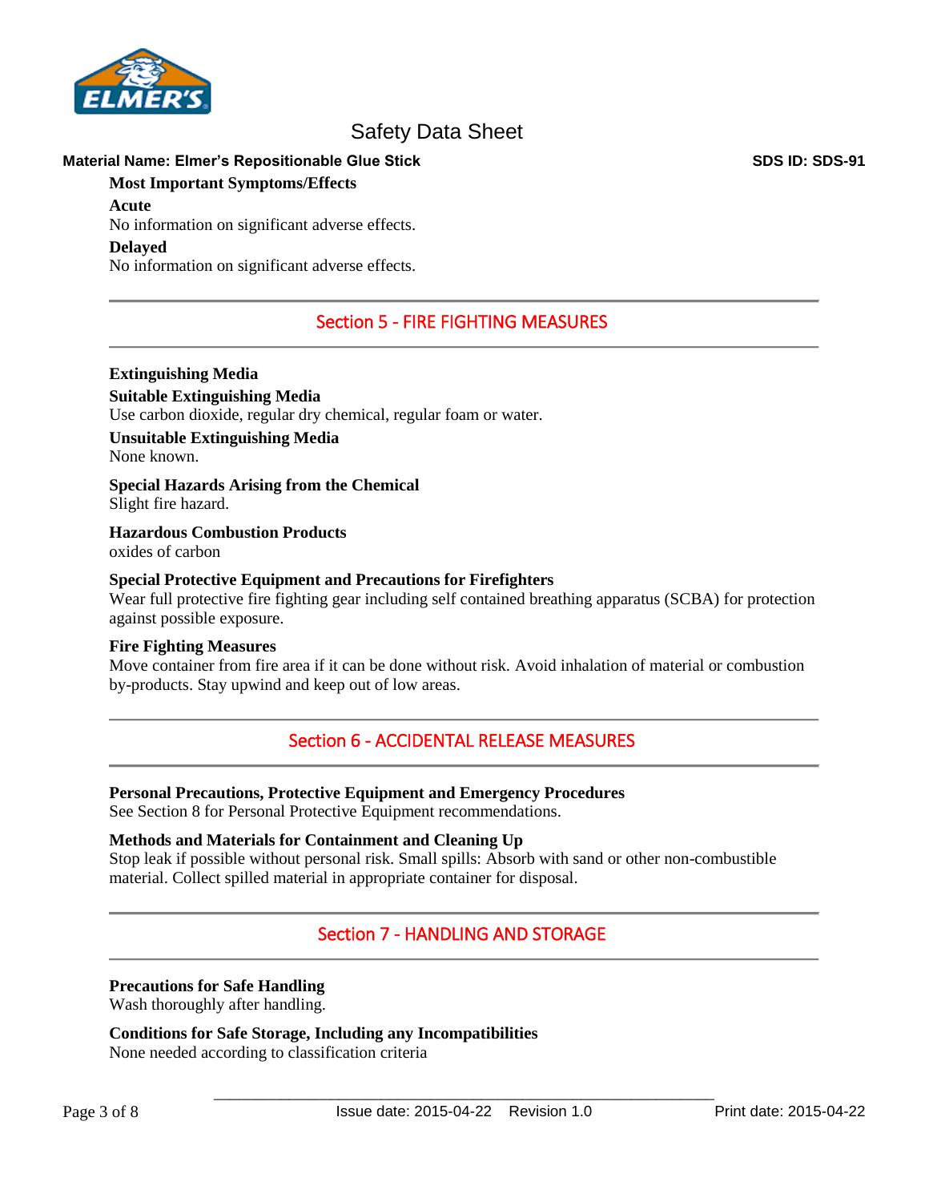**Most Important Symptoms/Effects**

**Acute**

No information on significant adverse effects.

**Delayed**

No information on significant adverse effects.

## Section 5 - FIRE FIGHTING MEASURES

**Extinguishing Media**

**Suitable Extinguishing Media**

Use carbon dioxide, regular dry chemical, regular foam or water.

**Unsuitable Extinguishing Media**

None known.

**Special Hazards Arising from the Chemical**

Slight fire hazard.

**Hazardous Combustion Products**

oxides of carbon

**Special Protective Equipment and Precautions for Firefighters**

Wear full protective fire fighting gear including self contained breathing apparatus (SCBA) for protection against possible exposure.

**Fire Fighting Measures**

Move container from fire area if it can be done without risk. Avoid inhalation of material or combustion by-products. Stay upwind and keep out of low areas.

## Section 6 - ACCIDENTAL RELEASE MEASURES

**Personal Precautions, Protective Equipment and Emergency Procedures**

See Section 8 for Personal Protective Equipment recommendations.

**Methods and Materials for Containment and Cleaning Up**

Stop leak if possible without personal risk. Small spills: Absorb with sand or other non-combustible material. Collect spilled material in appropriate container for disposal.

## Section 7 - HANDLING AND STORAGE

**Precautions for Safe Handling**

Wash thoroughly after handling.

**Conditions for Safe Storage, Including any Incompatibilities**

None needed according to classification criteria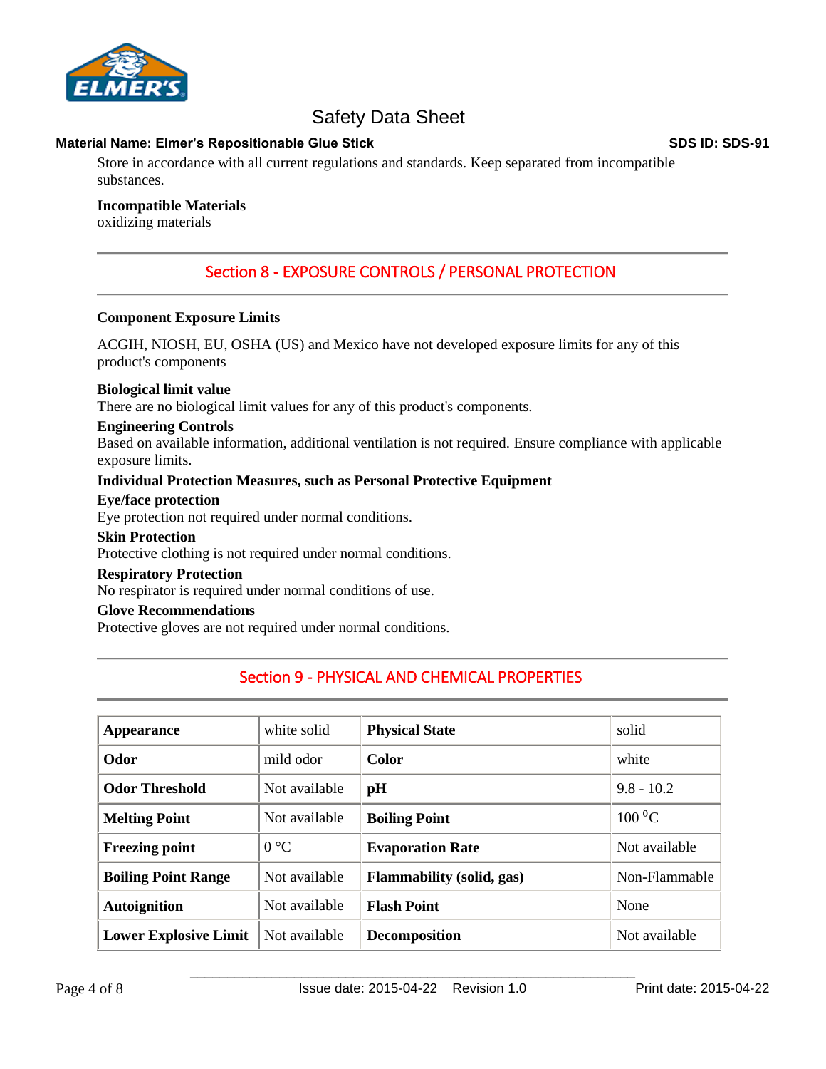Store in accordance with all current regulations and standards. Keep separated from incompatible substances.

**Incompatible Materials**
oxidizing materials

## Section 8 - EXPOSURE CONTROLS / PERSONAL PROTECTION

**Component Exposure Limits**

ACGIH, NIOSH, EU, OSHA (US) and Mexico have not developed exposure limits for any of this product's components

**Biological limit value**
There are no biological limit values for any of this product's components.

**Engineering Controls**
Based on available information, additional ventilation is not required. Ensure compliance with applicable exposure limits.

**Individual Protection Measures, such as Personal Protective Equipment**

**Eye/face protection**
Eye protection not required under normal conditions.

**Skin Protection**
Protective clothing is not required under normal conditions.

**Respiratory Protection**
No respirator is required under normal conditions of use.

**Glove Recommendations**
Protective gloves are not required under normal conditions.

## Section 9 - PHYSICAL AND CHEMICAL PROPERTIES

| | | | |
|---|---|---|---|
| **Appearance** | white solid | **Physical State** | solid |
| **Odor** | mild odor | **Color** | white |
| **Odor Threshold** | Not available | **pH** | 9.8 - 10.2 |
| **Melting Point** | Not available | **Boiling Point** | 100 $^{o}$C |
| **Freezing point** | 0 °C | **Evaporation Rate** | Not available |
| **Boiling Point Range** | Not available | **Flammability (solid, gas)** | Non-Flammable |
| **Autoignition** | Not available | **Flash Point** | None |
| **Lower Explosive Limit** | Not available | **Decomposition** | Not available |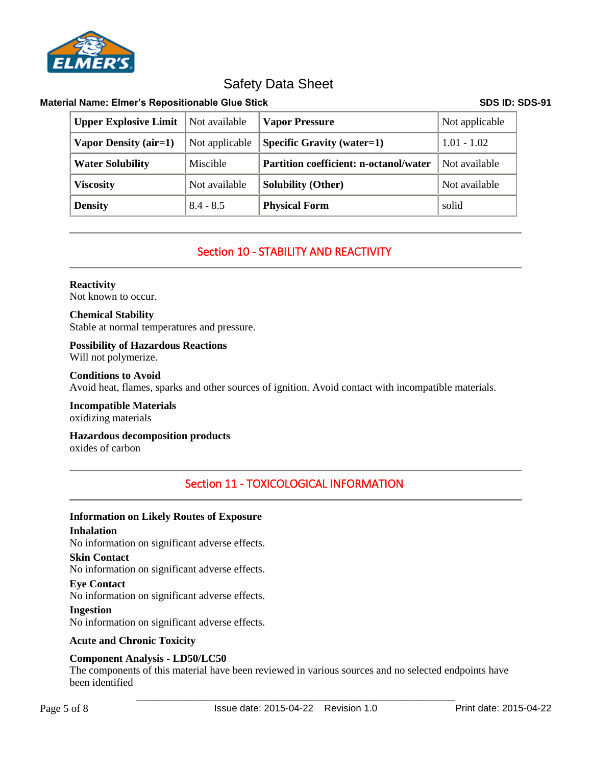| Upper Explosive Limit | Not available | Vapor Pressure | Not applicable |
|---|---|---|---|
| Vapor Density (air=1) | Not applicable | Specific Gravity (water=1) | 1.01 - 1.02 |
| Water Solubility | Miscible | Partition coefficient: n-octanol/water | Not available |
| Viscosity | Not available | Solubility (Other) | Not available |
| Density | 8.4 - 8.5 | Physical Form | solid |

## Section 10 - STABILITY AND REACTIVITY

**Reactivity**
Not known to occur.

**Chemical Stability**
Stable at normal temperatures and pressure.

**Possibility of Hazardous Reactions**
Will not polymerize.

**Conditions to Avoid**
Avoid heat, flames, sparks and other sources of ignition. Avoid contact with incompatible materials.

**Incompatible Materials**
oxidizing materials

**Hazardous decomposition products**
oxides of carbon

## Section 11 - TOXICOLOGICAL INFORMATION

**Information on Likely Routes of Exposure**

**Inhalation**
No information on significant adverse effects.

**Skin Contact**
No information on significant adverse effects.

**Eye Contact**
No information on significant adverse effects.

**Ingestion**
No information on significant adverse effects.

**Acute and Chronic Toxicity**

**Component Analysis - LD50/LC50**
The components of this material have been reviewed in various sources and no selected endpoints have been identified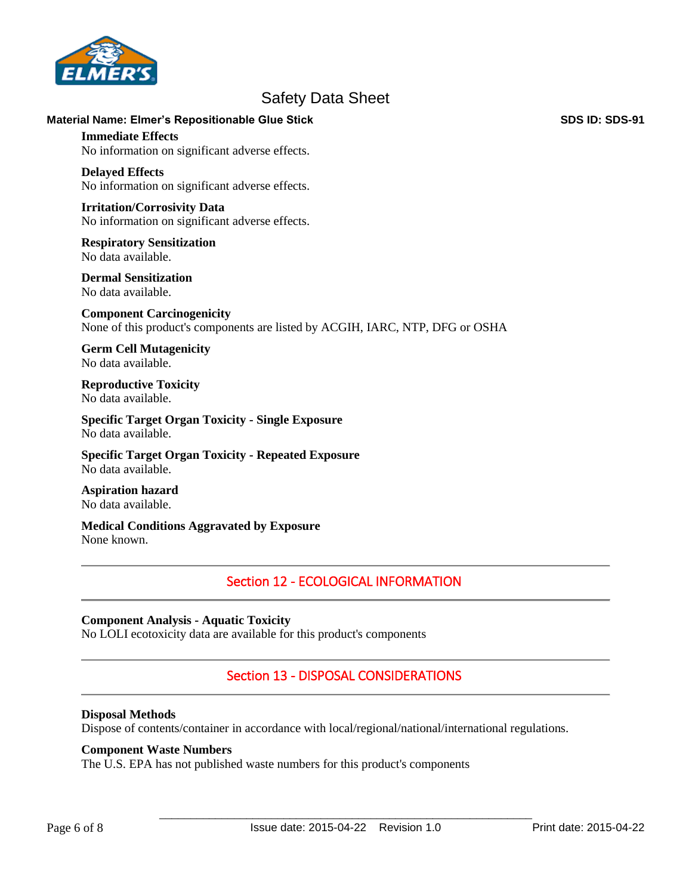**Immediate Effects**
No information on significant adverse effects.

**Delayed Effects**
No information on significant adverse effects.

**Irritation/Corrosivity Data**
No information on significant adverse effects.

**Respiratory Sensitization**
No data available.

**Dermal Sensitization**
No data available.

**Component Carcinogenicity**
None of this product's components are listed by ACGIH, IARC, NTP, DFG or OSHA

**Germ Cell Mutagenicity**
No data available.

**Reproductive Toxicity**
No data available.

**Specific Target Organ Toxicity - Single Exposure**
No data available.

**Specific Target Organ Toxicity - Repeated Exposure**
No data available.

**Aspiration hazard**
No data available.

**Medical Conditions Aggravated by Exposure**
None known.

## Section 12 - ECOLOGICAL INFORMATION

**Component Analysis - Aquatic Toxicity**
No LOLI ecotoxicity data are available for this product's components

## Section 13 - DISPOSAL CONSIDERATIONS

**Disposal Methods**
Dispose of contents/container in accordance with local/regional/national/international regulations.

**Component Waste Numbers**
The U.S. EPA has not published waste numbers for this product's components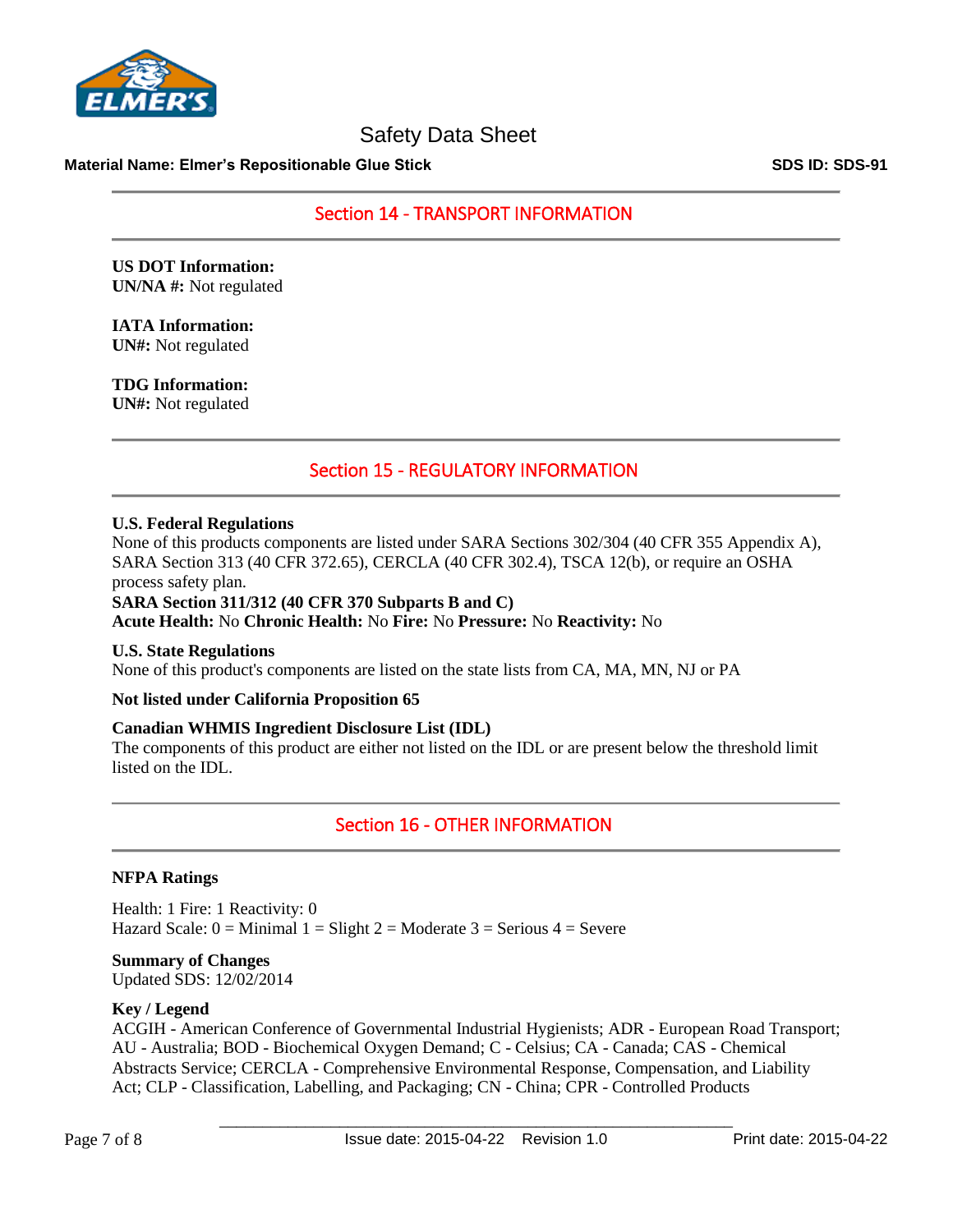## Section 14 - TRANSPORT INFORMATION

**US DOT Information:**
**UN/NA #:** Not regulated

**IATA Information:**
**UN#:** Not regulated

**TDG Information:**
**UN#:** Not regulated

## Section 15 - REGULATORY INFORMATION

**U.S. Federal Regulations**
None of this products components are listed under SARA Sections 302/304 (40 CFR 355 Appendix A), SARA Section 313 (40 CFR 372.65), CERCLA (40 CFR 302.4), TSCA 12(b), or require an OSHA process safety plan.
**SARA Section 311/312 (40 CFR 370 Subparts B and C)**
**Acute Health:** No **Chronic Health:** No **Fire:** No **Pressure:** No **Reactivity:** No

**U.S. State Regulations**
None of this product's components are listed on the state lists from CA, MA, MN, NJ or PA

**Not listed under California Proposition 65**

**Canadian WHMIS Ingredient Disclosure List (IDL)**
The components of this product are either not listed on the IDL or are present below the threshold limit listed on the IDL.

## Section 16 - OTHER INFORMATION

**NFPA Ratings**

Health: 1 Fire: 1 Reactivity: 0
Hazard Scale: 0 = Minimal 1 = Slight 2 = Moderate 3 = Serious 4 = Severe

**Summary of Changes**
Updated SDS: 12/02/2014

**Key / Legend**
ACGIH - American Conference of Governmental Industrial Hygienists; ADR - European Road Transport; AU - Australia; BOD - Biochemical Oxygen Demand; C - Celsius; CA - Canada; CAS - Chemical Abstracts Service; CERCLA - Comprehensive Environmental Response, Compensation, and Liability Act; CLP - Classification, Labelling, and Packaging; CN - China; CPR - Controlled Products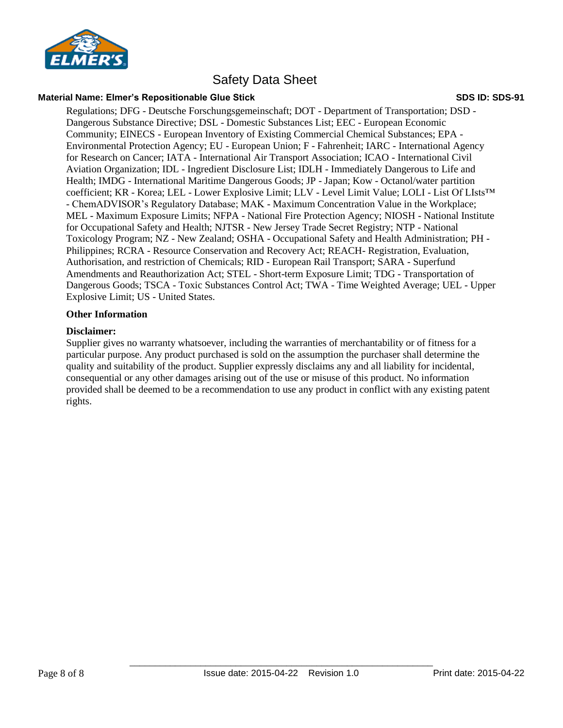Regulations; DFG - Deutsche Forschungsgemeinschaft; DOT - Department of Transportation; DSD - Dangerous Substance Directive; DSL - Domestic Substances List; EEC - European Economic Community; EINECS - European Inventory of Existing Commercial Chemical Substances; EPA - Environmental Protection Agency; EU - European Union; F - Fahrenheit; IARC - International Agency for Research on Cancer; IATA - International Air Transport Association; ICAO - International Civil Aviation Organization; IDL - Ingredient Disclosure List; IDLH - Immediately Dangerous to Life and Health; IMDG - International Maritime Dangerous Goods; JP - Japan; Kow - Octanol/water partition coefficient; KR - Korea; LEL - Lower Explosive Limit; LLV - Level Limit Value; LOLI - List Of LIsts™ - ChemADVISOR's Regulatory Database; MAK - Maximum Concentration Value in the Workplace; MEL - Maximum Exposure Limits; NFPA - National Fire Protection Agency; NIOSH - National Institute for Occupational Safety and Health; NJTSR - New Jersey Trade Secret Registry; NTP - National Toxicology Program; NZ - New Zealand; OSHA - Occupational Safety and Health Administration; PH - Philippines; RCRA - Resource Conservation and Recovery Act; REACH- Registration, Evaluation, Authorisation, and restriction of Chemicals; RID - European Rail Transport; SARA - Superfund Amendments and Reauthorization Act; STEL - Short-term Exposure Limit; TDG - Transportation of Dangerous Goods; TSCA - Toxic Substances Control Act; TWA - Time Weighted Average; UEL - Upper Explosive Limit; US - United States.

**Other Information**

**Disclaimer:**

Supplier gives no warranty whatsoever, including the warranties of merchantability or of fitness for a particular purpose. Any product purchased is sold on the assumption the purchaser shall determine the quality and suitability of the product. Supplier expressly disclaims any and all liability for incidental, consequential or any other damages arising out of the use or misuse of this product. No information provided shall be deemed to be a recommendation to use any product in conflict with any existing patent rights.